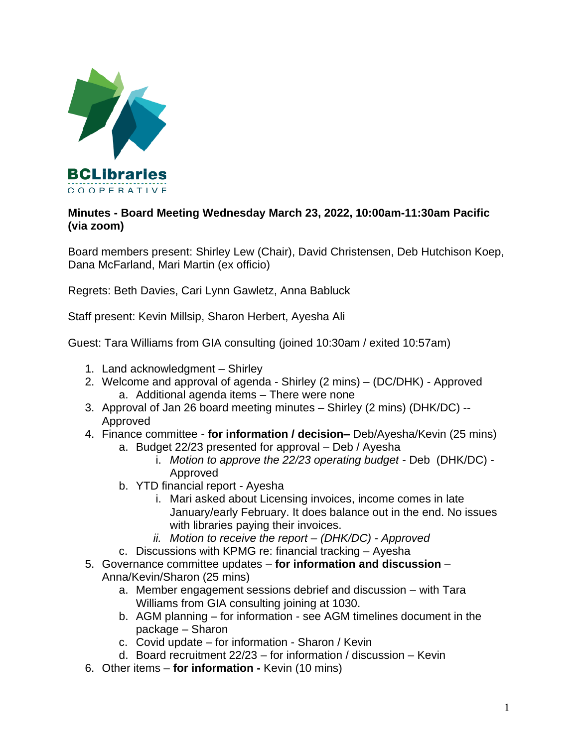BCLibraries COOPERATIVE

**Minutes - Board Meeting Wednesday March 23, 2022, 10:00am-11:30am Pacific (via zoom)**

Board members present: Shirley Lew (Chair), David Christensen, Deb Hutchison Koep, Dana McFarland, Mari Martin (ex officio)

Regrets: Beth Davies, Cari Lynn Gawletz, Anna Babluck

Staff present: Kevin Millsip, Sharon Herbert, Ayesha Ali

Guest: Tara Williams from GIA consulting (joined 10:30am / exited 10:57am)

1. Land acknowledgment – Shirley
2. Welcome and approval of agenda - Shirley (2 mins) – (DC/DHK) - Approved
   a. Additional agenda items – There were none
3. Approval of Jan 26 board meeting minutes – Shirley (2 mins) (DHK/DC) -- Approved
4. Finance committee - **for information / decision–** Deb/Ayesha/Kevin (25 mins)
   a. Budget 22/23 presented for approval – Deb / Ayesha
      i. *Motion to approve the 22/23 operating budget* - Deb (DHK/DC) - Approved
   b. YTD financial report - Ayesha
      i. Mari asked about Licensing invoices, income comes in late January/early February. It does balance out in the end. No issues with libraries paying their invoices.
      ii. *Motion to receive the report – (DHK/DC) - Approved*
   c. Discussions with KPMG re: financial tracking – Ayesha
5. Governance committee updates – **for information and discussion** – Anna/Kevin/Sharon (25 mins)
   a. Member engagement sessions debrief and discussion – with Tara Williams from GIA consulting joining at 1030.
   b. AGM planning – for information - see AGM timelines document in the package – Sharon
   c. Covid update – for information - Sharon / Kevin
   d. Board recruitment 22/23 – for information / discussion – Kevin
6. Other items – **for information -** Kevin (10 mins)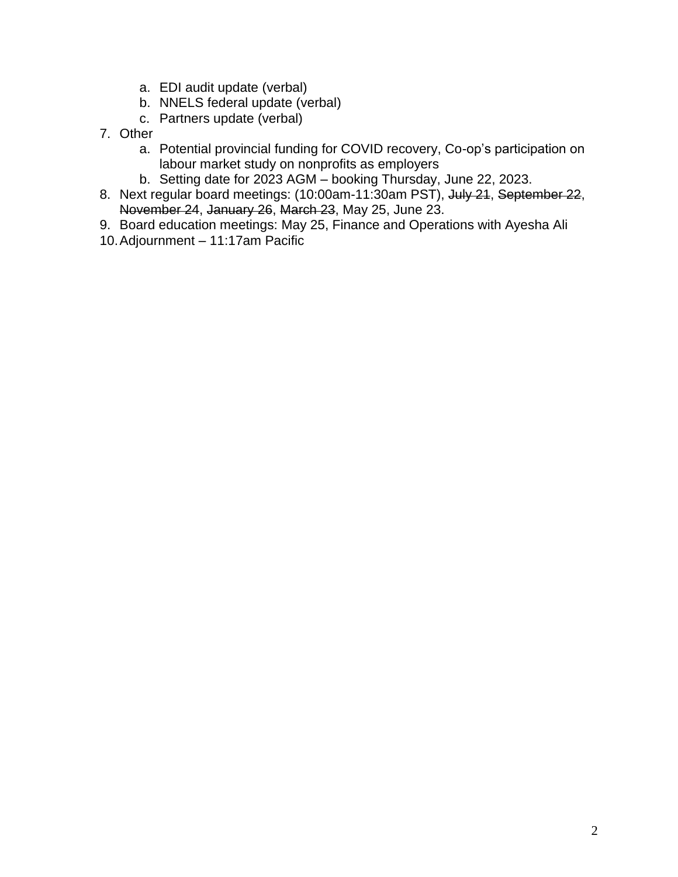a. EDI audit update (verbal)
   b. NNELS federal update (verbal)
   c. Partners update (verbal)
7. Other
   a. Potential provincial funding for COVID recovery, Co-op's participation on labour market study on nonprofits as employers
   b. Setting date for 2023 AGM – booking Thursday, June 22, 2023.
8. Next regular board meetings: (10:00am-11:30am PST), ~~July 21~~, ~~September 22~~, ~~November 24~~, ~~January 26~~, ~~March 23~~, May 25, June 23.
9. Board education meetings: May 25, Finance and Operations with Ayesha Ali
10. Adjournment – 11:17am Pacific